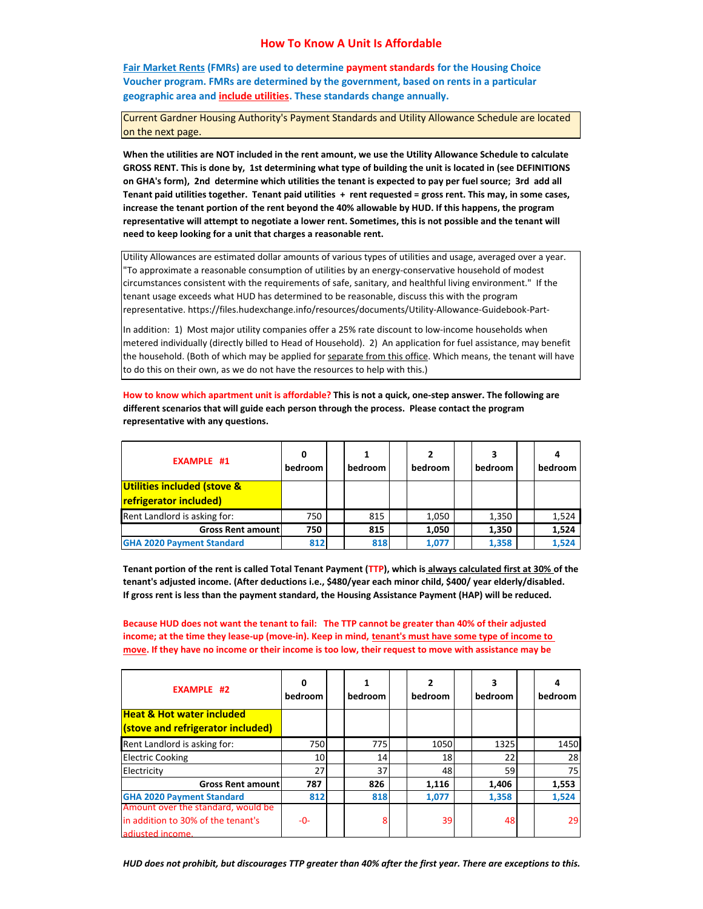# How To Know A Unit Is Affordable

**Fair Market Rents (FMRs) are used to determine payment standards for the Housing Choice Voucher program. FMRs are determined by the government, based on rents in a particular geographic area and include utilities. These standards change annually.**

Current Gardner Housing Authority's Payment Standards and Utility Allowance Schedule are located on the next page.

**When the utilities are NOT included in the rent amount, we use the Utility Allowance Schedule to calculate GROSS RENT. This is done by, 1st determining what type of building the unit is located in (see DEFINITIONS on GHA's form), 2nd determine which utilities the tenant is expected to pay per fuel source; 3rd add all Tenant paid utilities together. Tenant paid utilities + rent requested = gross rent. This may, in some cases, increase the tenant portion of the rent beyond the 40% allowable by HUD. If this happens, the program representative will attempt to negotiate a lower rent. Sometimes, this is not possible and the tenant will need to keep looking for a unit that charges a reasonable rent.**

Utility Allowances are estimated dollar amounts of various types of utilities and usage, averaged over a year. "To approximate a reasonable consumption of utilities by an energy-conservative household of modest circumstances consistent with the requirements of safe, sanitary, and healthful living environment." If the tenant usage exceeds what HUD has determined to be reasonable, discuss this with the program representative. https://files.hudexchange.info/resources/documents/Utility-Allowance-Guidebook-Part-

In addition: 1) Most major utility companies offer a 25% rate discount to low-income households when metered individually (directly billed to Head of Household). 2) An application for fuel assistance, may benefit the household. (Both of which may be applied for separate from this office. Which means, the tenant will have to do this on their own, as we do not have the resources to help with this.)

**How to know which apartment unit is affordable? This is not a quick, one-step answer. The following are different scenarios that will guide each person through the process. Please contact the program representative with any questions.**

| EXAMPLE #1 | 0 bedroom | | 1 bedroom | | 2 bedroom | | 3 bedroom | | 4 bedroom |
|---|---|---|---|---|---|---|---|---|---|
| **Utilities included (stove & refrigerator included)** | | | | | | | | | |
| Rent Landlord is asking for: | 750 | | 815 | | 1,050 | | 1,350 | | 1,524 |
| **Gross Rent amount** | **750** | | **815** | | **1,050** | | **1,350** | | **1,524** |
| **GHA 2020 Payment Standard** | **812** | | **818** | | **1,077** | | **1,358** | | **1,524** |

**Tenant portion of the rent is called Total Tenant Payment (TTP), which is always calculated first at 30% of the tenant's adjusted income. (After deductions i.e., $480/year each minor child, $400/ year elderly/disabled. If gross rent is less than the payment standard, the Housing Assistance Payment (HAP) will be reduced.**

**Because HUD does not want the tenant to fail: The TTP cannot be greater than 40% of their adjusted income; at the time they lease-up (move-in). Keep in mind, tenant's must have some type of income to move. If they have no income or their income is too low, their request to move with assistance may be**

| EXAMPLE #2 | 0 bedroom | | 1 bedroom | | 2 bedroom | | 3 bedroom | | 4 bedroom |
|---|---|---|---|---|---|---|---|---|---|
| **Heat & Hot water included (stove and refrigerator included)** | | | | | | | | | |
| Rent Landlord is asking for: | 750 | | 775 | | 1050 | | 1325 | | 1450 |
| Electric Cooking | 10 | | 14 | | 18 | | 22 | | 28 |
| Electricity | 27 | | 37 | | 48 | | 59 | | 75 |
| **Gross Rent amount** | **787** | | **826** | | **1,116** | | **1,406** | | **1,553** |
| **GHA 2020 Payment Standard** | **812** | | **818** | | **1,077** | | **1,358** | | **1,524** |
| Amount over the standard, would be in addition to 30% of the tenant's adjusted income. | -0- | | 8 | | 39 | | 48 | | 29 |

***HUD does not prohibit, but discourages TTP greater than 40% after the first year. There are exceptions to this.***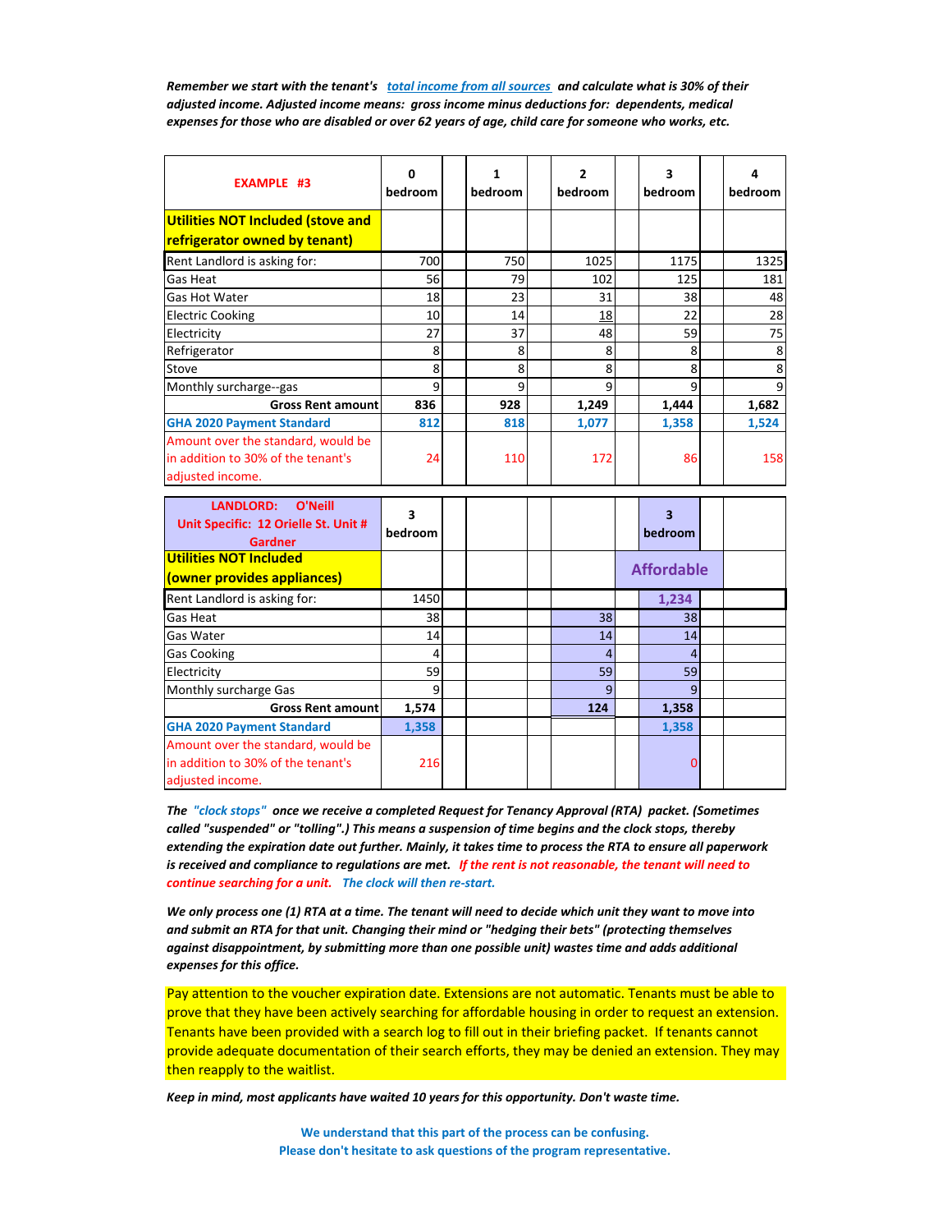***Remember we start with the tenant's [total income from all sources] and calculate what is 30% of their adjusted income. Adjusted income means: gross income minus deductions for: dependents, medical expenses for those who are disabled or over 62 years of age, child care for someone who works, etc.***

| EXAMPLE #3 | 0 bedroom | 1 bedroom | 2 bedroom | 3 bedroom | 4 bedroom |
|---|---|---|---|---|---|
| **Utilities NOT Included (stove and refrigerator owned by tenant)** | | | | | |
| Rent Landlord is asking for: | 700 | 750 | 1025 | 1175 | 1325 |
| Gas Heat | 56 | 79 | 102 | 125 | 181 |
| Gas Hot Water | 18 | 23 | 31 | 38 | 48 |
| Electric Cooking | 10 | 14 | 18 | 22 | 28 |
| Electricity | 27 | 37 | 48 | 59 | 75 |
| Refrigerator | 8 | 8 | 8 | 8 | 8 |
| Stove | 8 | 8 | 8 | 8 | 8 |
| Monthly surcharge--gas | 9 | 9 | 9 | 9 | 9 |
| **Gross Rent amount** | **836** | **928** | **1,249** | **1,444** | **1,682** |
| **GHA 2020 Payment Standard** | **812** | **818** | **1,077** | **1,358** | **1,524** |
| Amount over the standard, would be in addition to 30% of the tenant's adjusted income. | 24 | 110 | 172 | 86 | 158 |

| **LANDLORD: O'Neill Unit Specific: 12 Orielle St. Unit # Gardner** | **3 bedroom** | | | **3 bedroom** | |
|---|---|---|---|---|---|
| **Utilities NOT Included (owner provides appliances)** | | | | **Affordable** | |
| Rent Landlord is asking for: | 1450 | | | **1,234** | |
| Gas Heat | 38 | | 38 | 38 | |
| Gas Water | 14 | | 14 | 14 | |
| Gas Cooking | 4 | | 4 | 4 | |
| Electricity | 59 | | 59 | 59 | |
| Monthly surcharge Gas | 9 | | 9 | 9 | |
| **Gross Rent amount** | **1,574** | | **124** | **1,358** | |
| **GHA 2020 Payment Standard** | **1,358** | | | **1,358** | |
| Amount over the standard, would be in addition to 30% of the tenant's adjusted income. | 216 | | | 0 | |

***The "clock stops" once we receive a completed Request for Tenancy Approval (RTA) packet. (Sometimes called "suspended" or "tolling".) This means a suspension of time begins and the clock stops, thereby extending the expiration date out further. Mainly, it takes time to process the RTA to ensure all paperwork is received and compliance to regulations are met. If the rent is not reasonable, the tenant will need to continue searching for a unit. The clock will then re-start.***

***We only process one (1) RTA at a time. The tenant will need to decide which unit they want to move into and submit an RTA for that unit. Changing their mind or "hedging their bets" (protecting themselves against disappointment, by submitting more than one possible unit) wastes time and adds additional expenses for this office.***

Pay attention to the voucher expiration date. Extensions are not automatic. Tenants must be able to prove that they have been actively searching for affordable housing in order to request an extension. Tenants have been provided with a search log to fill out in their briefing packet. If tenants cannot provide adequate documentation of their search efforts, they may be denied an extension. They may then reapply to the waitlist.

***Keep in mind, most applicants have waited 10 years for this opportunity. Don't waste time.***

**We understand that this part of the process can be confusing.**
**Please don't hesitate to ask questions of the program representative.**